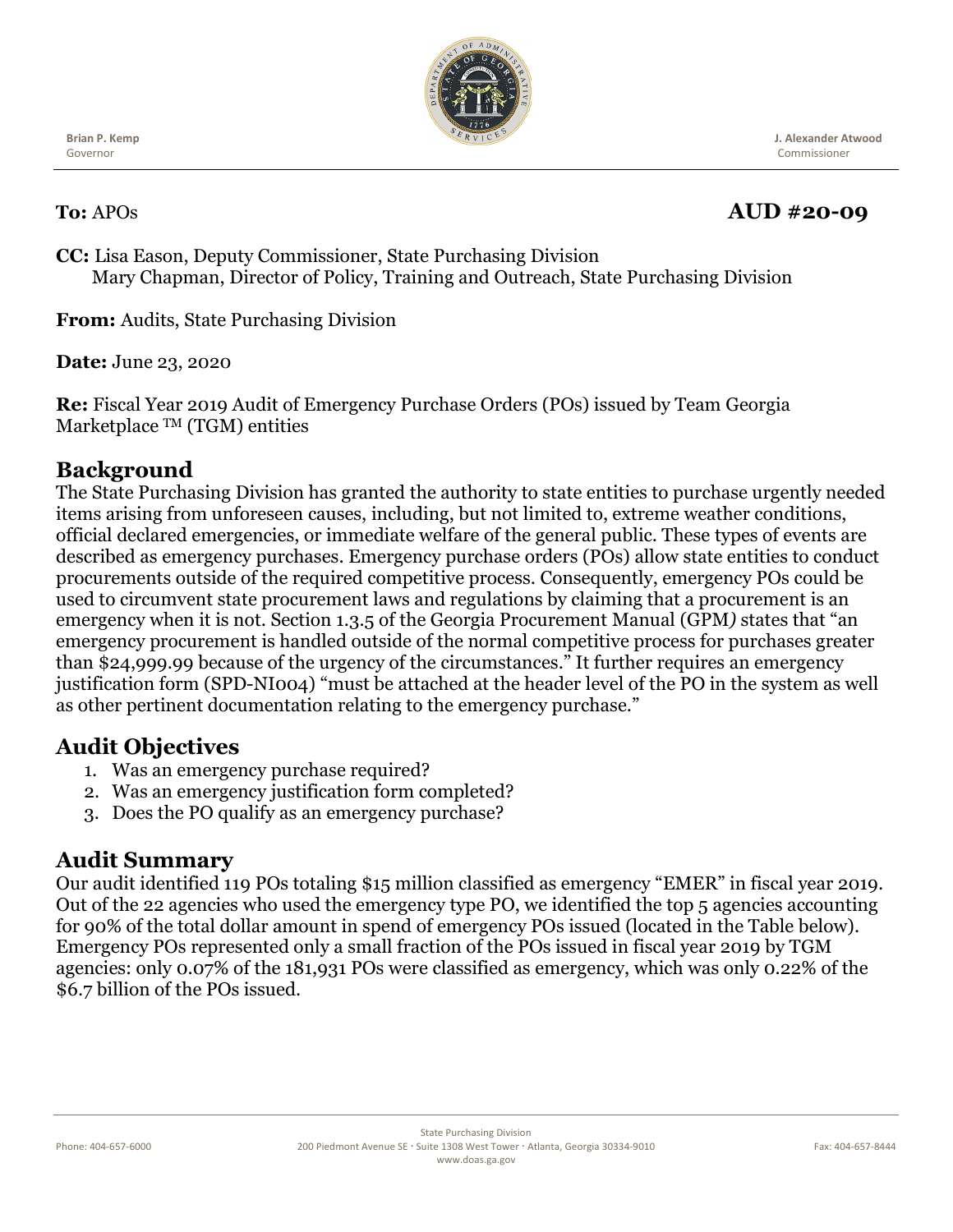Brian P. Kemp
Governor

J. Alexander Atwood
Commissioner

**To:** APOs

**AUD #20-09**

**CC:** Lisa Eason, Deputy Commissioner, State Purchasing Division
Mary Chapman, Director of Policy, Training and Outreach, State Purchasing Division

**From:** Audits, State Purchasing Division

**Date:** June 23, 2020

**Re:** Fiscal Year 2019 Audit of Emergency Purchase Orders (POs) issued by Team Georgia Marketplace ™ (TGM) entities

## Background

The State Purchasing Division has granted the authority to state entities to purchase urgently needed items arising from unforeseen causes, including, but not limited to, extreme weather conditions, official declared emergencies, or immediate welfare of the general public. These types of events are described as emergency purchases. Emergency purchase orders (POs) allow state entities to conduct procurements outside of the required competitive process. Consequently, emergency POs could be used to circumvent state procurement laws and regulations by claiming that a procurement is an emergency when it is not. Section 1.3.5 of the Georgia Procurement Manual (GPM*)* states that "an emergency procurement is handled outside of the normal competitive process for purchases greater than $24,999.99 because of the urgency of the circumstances." It further requires an emergency justification form (SPD-NI004) "must be attached at the header level of the PO in the system as well as other pertinent documentation relating to the emergency purchase."

## Audit Objectives

1. Was an emergency purchase required?
2. Was an emergency justification form completed?
3. Does the PO qualify as an emergency purchase?

## Audit Summary

Our audit identified 119 POs totaling $15 million classified as emergency "EMER" in fiscal year 2019. Out of the 22 agencies who used the emergency type PO, we identified the top 5 agencies accounting for 90% of the total dollar amount in spend of emergency POs issued (located in the Table below). Emergency POs represented only a small fraction of the POs issued in fiscal year 2019 by TGM agencies: only 0.07% of the 181,931 POs were classified as emergency, which was only 0.22% of the $6.7 billion of the POs issued.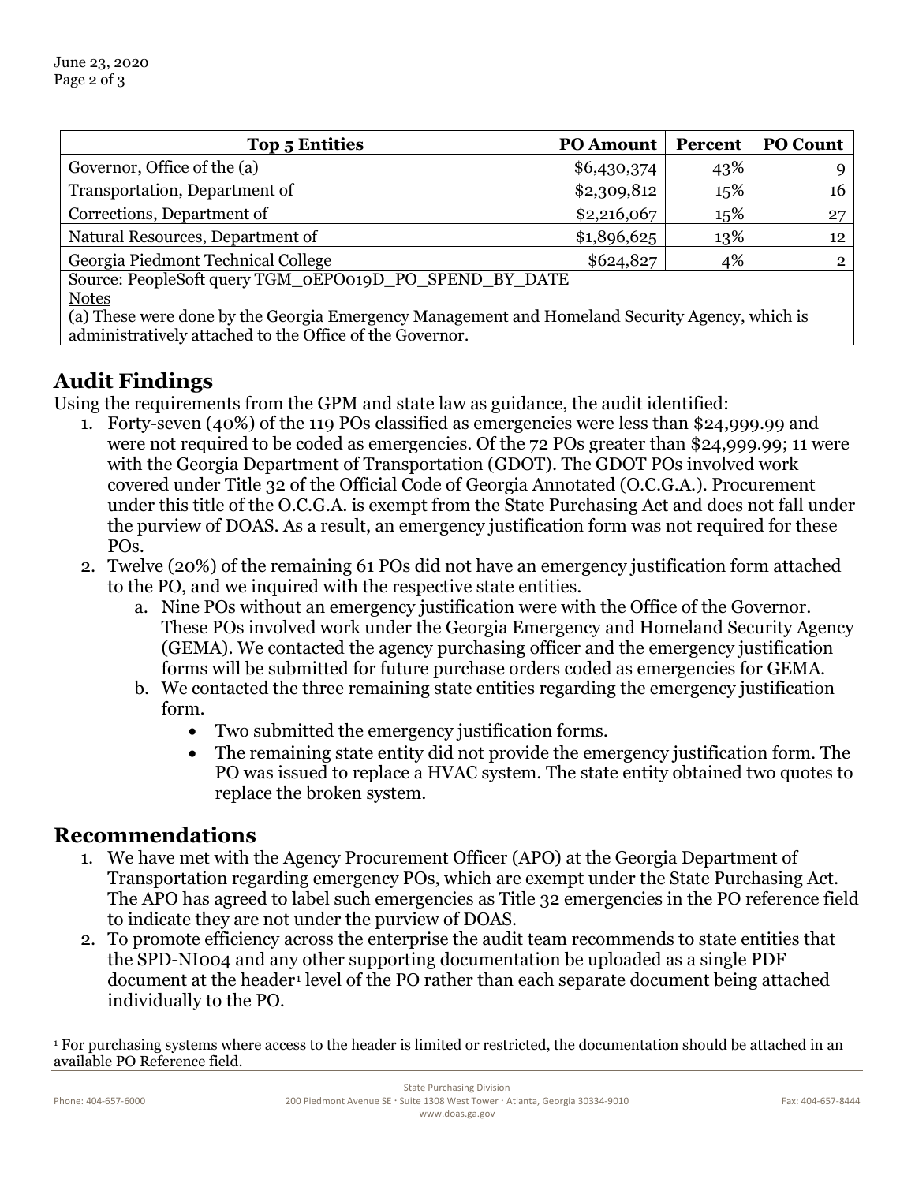| Top 5 Entities | PO Amount | Percent | PO Count |
|---|---|---|---|
| Governor, Office of the (a) | $6,430,374 | 43% | 9 |
| Transportation, Department of | $2,309,812 | 15% | 16 |
| Corrections, Department of | $2,216,067 | 15% | 27 |
| Natural Resources, Department of | $1,896,625 | 13% | 12 |
| Georgia Piedmont Technical College | $624,827 | 4% | 2 |

Source: PeopleSoft query TGM_0EPO019D_PO_SPEND_BY_DATE

Notes

(a) These were done by the Georgia Emergency Management and Homeland Security Agency, which is administratively attached to the Office of the Governor.

## Audit Findings

Using the requirements from the GPM and state law as guidance, the audit identified:

1. Forty-seven (40%) of the 119 POs classified as emergencies were less than $24,999.99 and were not required to be coded as emergencies. Of the 72 POs greater than $24,999.99; 11 were with the Georgia Department of Transportation (GDOT). The GDOT POs involved work covered under Title 32 of the Official Code of Georgia Annotated (O.C.G.A.). Procurement under this title of the O.C.G.A. is exempt from the State Purchasing Act and does not fall under the purview of DOAS. As a result, an emergency justification form was not required for these POs.
2. Twelve (20%) of the remaining 61 POs did not have an emergency justification form attached to the PO, and we inquired with the respective state entities.
   a. Nine POs without an emergency justification were with the Office of the Governor. These POs involved work under the Georgia Emergency and Homeland Security Agency (GEMA). We contacted the agency purchasing officer and the emergency justification forms will be submitted for future purchase orders coded as emergencies for GEMA.
   b. We contacted the three remaining state entities regarding the emergency justification form.
      - Two submitted the emergency justification forms.
      - The remaining state entity did not provide the emergency justification form. The PO was issued to replace a HVAC system. The state entity obtained two quotes to replace the broken system.

## Recommendations

1. We have met with the Agency Procurement Officer (APO) at the Georgia Department of Transportation regarding emergency POs, which are exempt under the State Purchasing Act. The APO has agreed to label such emergencies as Title 32 emergencies in the PO reference field to indicate they are not under the purview of DOAS.
2. To promote efficiency across the enterprise the audit team recommends to state entities that the SPD-NI004 and any other supporting documentation be uploaded as a single PDF document at the header[1] level of the PO rather than each separate document being attached individually to the PO.

[1] For purchasing systems where access to the header is limited or restricted, the documentation should be attached in an available PO Reference field.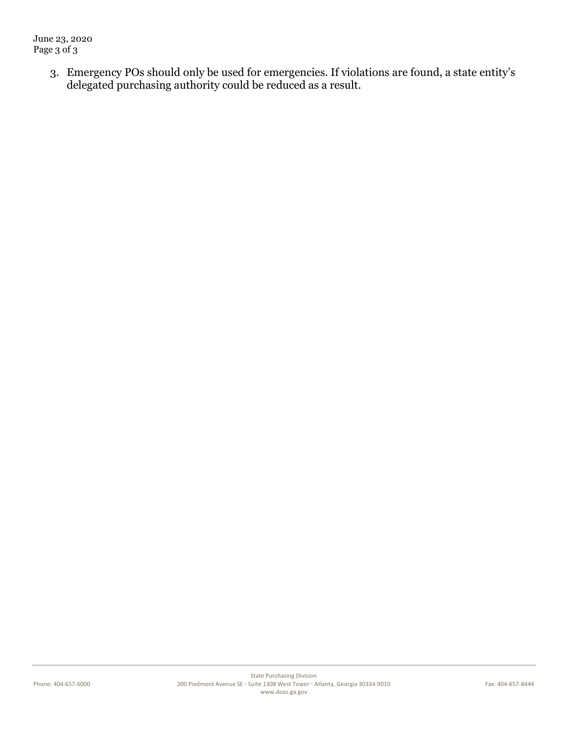3. Emergency POs should only be used for emergencies. If violations are found, a state entity's delegated purchasing authority could be reduced as a result.